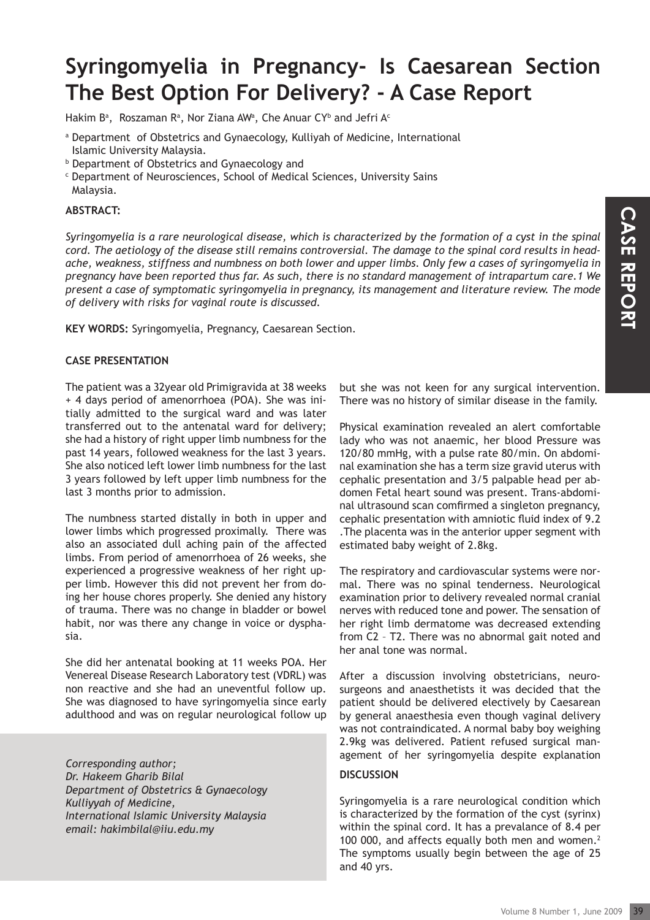# Syringomyelia in Pregnancy- Is Caesarean Section The Best Option For Delivery? - A Case Report

Hakim B[a], Roszaman R[a], Nor Ziana AW[a], Che Anuar CY[b] and Jefri A[c]

[a] Department of Obstetrics and Gynaecology, Kulliyah of Medicine, International Islamic University Malaysia.
[b] Department of Obstetrics and Gynaecology and
[c] Department of Neurosciences, School of Medical Sciences, University Sains Malaysia.

**ABSTRACT:**

*Syringomyelia is a rare neurological disease, which is characterized by the formation of a cyst in the spinal cord. The aetiology of the disease still remains controversial. The damage to the spinal cord results in headache, weakness, stiffness and numbness on both lower and upper limbs. Only few a cases of syringomyelia in pregnancy have been reported thus far. As such, there is no standard management of intrapartum care.1 We present a case of symptomatic syringomyelia in pregnancy, its management and literature review. The mode of delivery with risks for vaginal route is discussed.*

**KEY WORDS:** Syringomyelia, Pregnancy, Caesarean Section.

**CASE PRESENTATION**

The patient was a 32year old Primigravida at 38 weeks + 4 days period of amenorrhoea (POA). She was initially admitted to the surgical ward and was later transferred out to the antenatal ward for delivery; she had a history of right upper limb numbness for the past 14 years, followed weakness for the last 3 years. She also noticed left lower limb numbness for the last 3 years followed by left upper limb numbness for the last 3 months prior to admission.

The numbness started distally in both in upper and lower limbs which progressed proximally. There was also an associated dull aching pain of the affected limbs. From period of amenorrhoea of 26 weeks, she experienced a progressive weakness of her right upper limb. However this did not prevent her from doing her house chores properly. She denied any history of trauma. There was no change in bladder or bowel habit, nor was there any change in voice or dysphasia.

She did her antenatal booking at 11 weeks POA. Her Venereal Disease Research Laboratory test (VDRL) was non reactive and she had an uneventful follow up. She was diagnosed to have syringomyelia since early adulthood and was on regular neurological follow up but she was not keen for any surgical intervention. There was no history of similar disease in the family.

Physical examination revealed an alert comfortable lady who was not anaemic, her blood Pressure was 120/80 mmHg, with a pulse rate 80/min. On abdominal examination she has a term size gravid uterus with cephalic presentation and 3/5 palpable head per abdomen Fetal heart sound was present. Trans-abdominal ultrasound scan comfirmed a singleton pregnancy, cephalic presentation with amniotic fluid index of 9.2 .The placenta was in the anterior upper segment with estimated baby weight of 2.8kg.

The respiratory and cardiovascular systems were normal. There was no spinal tenderness. Neurological examination prior to delivery revealed normal cranial nerves with reduced tone and power. The sensation of her right limb dermatome was decreased extending from C2 – T2. There was no abnormal gait noted and her anal tone was normal.

After a discussion involving obstetricians, neurosurgeons and anaesthetists it was decided that the patient should be delivered electively by Caesarean by general anaesthesia even though vaginal delivery was not contraindicated. A normal baby boy weighing 2.9kg was delivered. Patient refused surgical management of her syringomyelia despite explanation

*Corresponding author;*
*Dr. Hakeem Gharib Bilal*
*Department of Obstetrics & Gynaecology*
*Kulliyyah of Medicine,*
*International Islamic University Malaysia*
*email: hakimbilal@iiu.edu.my*

**DISCUSSION**

Syringomyelia is a rare neurological condition which is characterized by the formation of the cyst (syrinx) within the spinal cord. It has a prevalance of 8.4 per 100 000, and affects equally both men and women.[2] The symptoms usually begin between the age of 25 and 40 yrs.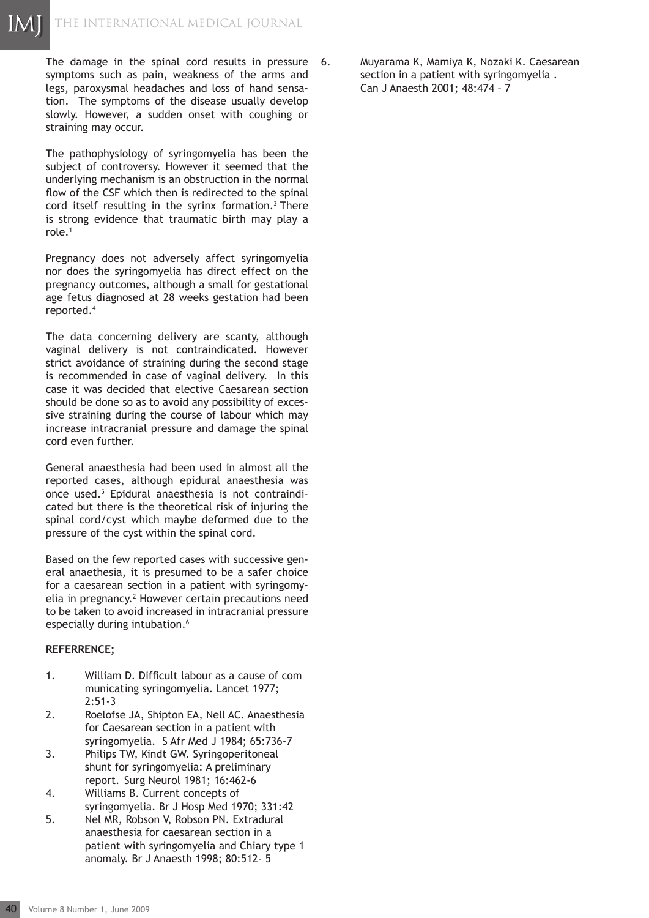The damage in the spinal cord results in pressure symptoms such as pain, weakness of the arms and legs, paroxysmal headaches and loss of hand sensation. The symptoms of the disease usually develop slowly. However, a sudden onset with coughing or straining may occur.

The pathophysiology of syringomyelia has been the subject of controversy. However it seemed that the underlying mechanism is an obstruction in the normal flow of the CSF which then is redirected to the spinal cord itself resulting in the syrinx formation.[3] There is strong evidence that traumatic birth may play a role.[1]

Pregnancy does not adversely affect syringomyelia nor does the syringomyelia has direct effect on the pregnancy outcomes, although a small for gestational age fetus diagnosed at 28 weeks gestation had been reported.[4]

The data concerning delivery are scanty, although vaginal delivery is not contraindicated. However strict avoidance of straining during the second stage is recommended in case of vaginal delivery. In this case it was decided that elective Caesarean section should be done so as to avoid any possibility of excessive straining during the course of labour which may increase intracranial pressure and damage the spinal cord even further.

General anaesthesia had been used in almost all the reported cases, although epidural anaesthesia was once used.[5] Epidural anaesthesia is not contraindicated but there is the theoretical risk of injuring the spinal cord/cyst which maybe deformed due to the pressure of the cyst within the spinal cord.

Based on the few reported cases with successive general anaethesia, it is presumed to be a safer choice for a caesarean section in a patient with syringomyelia in pregnancy.[2] However certain precautions need to be taken to avoid increased in intracranial pressure especially during intubation.[6]

**REFERRENCE;**

1. William D. Difficult labour as a cause of com municating syringomyelia. Lancet 1977; 2:51-3
2. Roelofse JA, Shipton EA, Nell AC. Anaesthesia for Caesarean section in a patient with syringomyelia. S Afr Med J 1984; 65:736-7
3. Philips TW, Kindt GW. Syringoperitoneal shunt for syringomyelia: A preliminary report. Surg Neurol 1981; 16:462-6
4. Williams B. Current concepts of syringomyelia. Br J Hosp Med 1970; 331:42
5. Nel MR, Robson V, Robson PN. Extradural anaesthesia for caesarean section in a patient with syringomyelia and Chiary type 1 anomaly. Br J Anaesth 1998; 80:512- 5
6. Muyarama K, Mamiya K, Nozaki K. Caesarean section in a patient with syringomyelia . Can J Anaesth 2001; 48:474 – 7